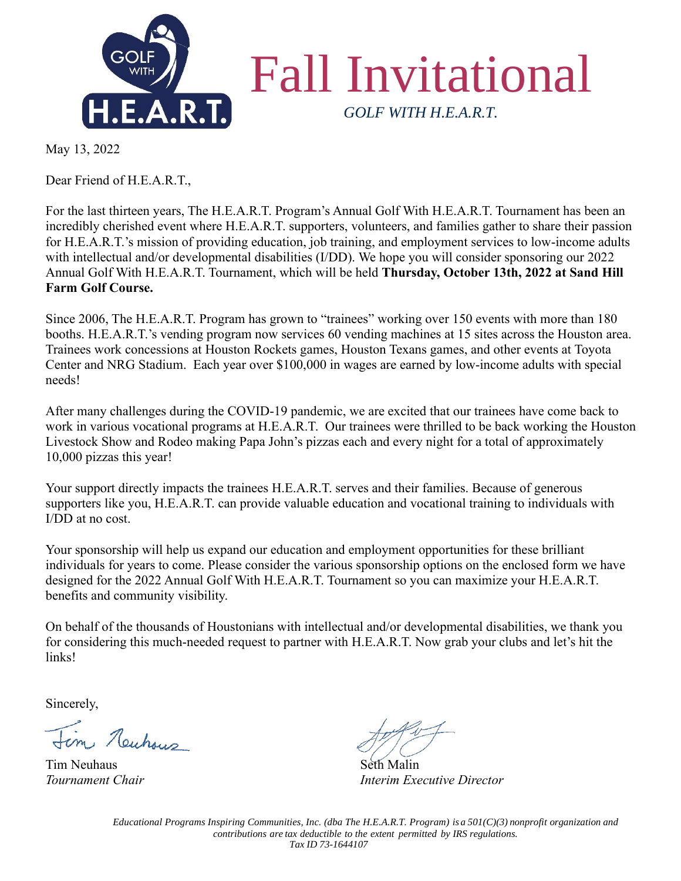# Fall Invitational

*GOLF WITH H.E.A.R.T.*

May 13, 2022

Dear Friend of H.E.A.R.T.,

For the last thirteen years, The H.E.A.R.T. Program's Annual Golf With H.E.A.R.T. Tournament has been an incredibly cherished event where H.E.A.R.T. supporters, volunteers, and families gather to share their passion for H.E.A.R.T.'s mission of providing education, job training, and employment services to low-income adults with intellectual and/or developmental disabilities (I/DD). We hope you will consider sponsoring our 2022 Annual Golf With H.E.A.R.T. Tournament, which will be held **Thursday, October 13th, 2022 at Sand Hill Farm Golf Course.**

Since 2006, The H.E.A.R.T. Program has grown to "trainees" working over 150 events with more than 180 booths. H.E.A.R.T.'s vending program now services 60 vending machines at 15 sites across the Houston area. Trainees work concessions at Houston Rockets games, Houston Texans games, and other events at Toyota Center and NRG Stadium. Each year over $100,000 in wages are earned by low-income adults with special needs!

After many challenges during the COVID-19 pandemic, we are excited that our trainees have come back to work in various vocational programs at H.E.A.R.T. Our trainees were thrilled to be back working the Houston Livestock Show and Rodeo making Papa John's pizzas each and every night for a total of approximately 10,000 pizzas this year!

Your support directly impacts the trainees H.E.A.R.T. serves and their families. Because of generous supporters like you, H.E.A.R.T. can provide valuable education and vocational training to individuals with I/DD at no cost.

Your sponsorship will help us expand our education and employment opportunities for these brilliant individuals for years to come. Please consider the various sponsorship options on the enclosed form we have designed for the 2022 Annual Golf With H.E.A.R.T. Tournament so you can maximize your H.E.A.R.T. benefits and community visibility.

On behalf of the thousands of Houstonians with intellectual and/or developmental disabilities, we thank you for considering this much-needed request to partner with H.E.A.R.T. Now grab your clubs and let's hit the links!

Sincerely,

Tim Neuhaus
*Tournament Chair*

Seth Malin
*Interim Executive Director*

*Educational Programs Inspiring Communities, Inc. (dba The H.E.A.R.T. Program) is a 501(C)(3) nonprofit organization and contributions are tax deductible to the extent permitted by IRS regulations.*
*Tax ID 73-1644107*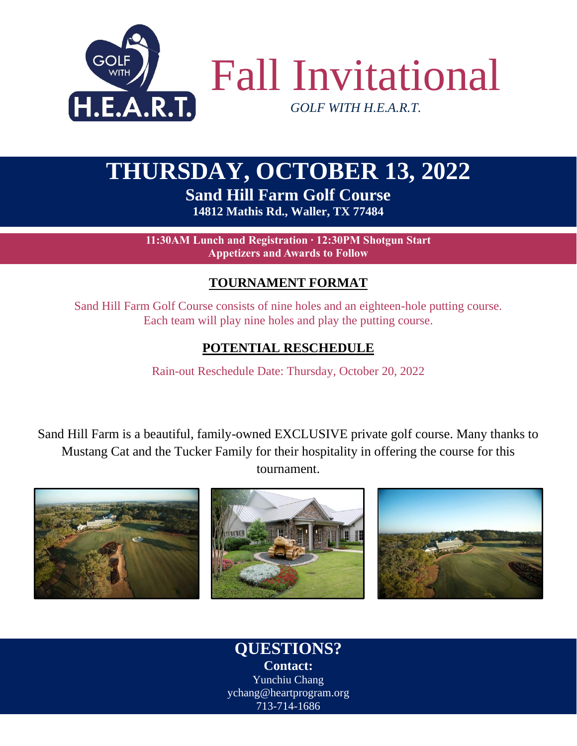GOLF WITH H.E.A.R.T.

# Fall Invitational

*GOLF WITH H.E.A.R.T.*

## THURSDAY, OCTOBER 13, 2022

### Sand Hill Farm Golf Course

**14812 Mathis Rd., Waller, TX 77484**

**11:30AM Lunch and Registration · 12:30PM Shotgun Start**
**Appetizers and Awards to Follow**

### TOURNAMENT FORMAT

Sand Hill Farm Golf Course consists of nine holes and an eighteen-hole putting course. Each team will play nine holes and play the putting course.

### POTENTIAL RESCHEDULE

Rain-out Reschedule Date: Thursday, October 20, 2022

Sand Hill Farm is a beautiful, family-owned EXCLUSIVE private golf course. Many thanks to Mustang Cat and the Tucker Family for their hospitality in offering the course for this tournament.

## QUESTIONS?

**Contact:**

Yunchiu Chang
ychang@heartprogram.org
713-714-1686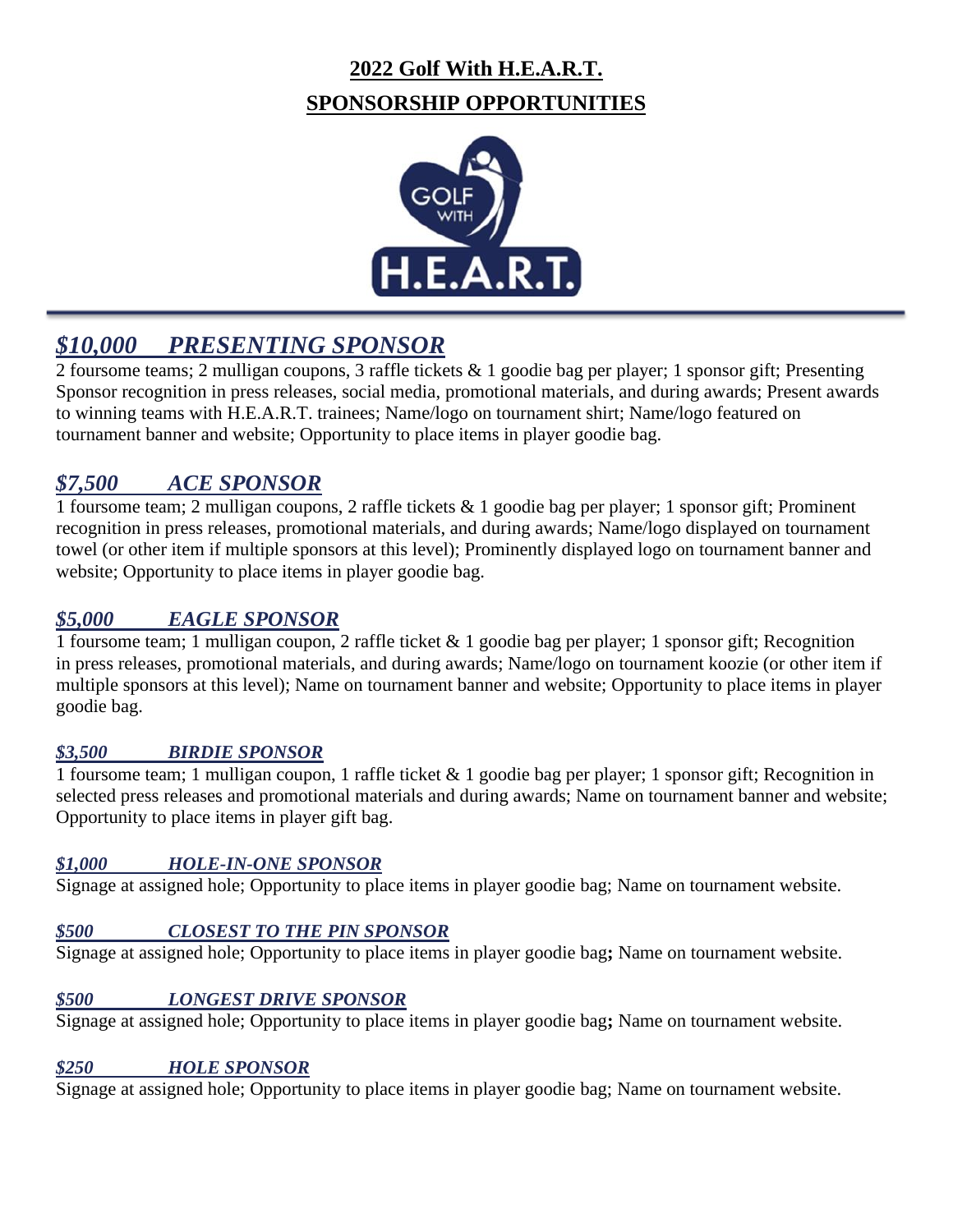# 2022 Golf With H.E.A.R.T.

# SPONSORSHIP OPPORTUNITIES

## *$10,000 PRESENTING SPONSOR*

2 foursome teams; 2 mulligan coupons, 3 raffle tickets & 1 goodie bag per player; 1 sponsor gift; Presenting Sponsor recognition in press releases, social media, promotional materials, and during awards; Present awards to winning teams with H.E.A.R.T. trainees; Name/logo on tournament shirt; Name/logo featured on tournament banner and website; Opportunity to place items in player goodie bag.

## *$7,500 ACE SPONSOR*

1 foursome team; 2 mulligan coupons, 2 raffle tickets & 1 goodie bag per player; 1 sponsor gift; Prominent recognition in press releases, promotional materials, and during awards; Name/logo displayed on tournament towel (or other item if multiple sponsors at this level); Prominently displayed logo on tournament banner and website; Opportunity to place items in player goodie bag.

## *$5,000 EAGLE SPONSOR*

1 foursome team; 1 mulligan coupon, 2 raffle ticket & 1 goodie bag per player; 1 sponsor gift; Recognition in press releases, promotional materials, and during awards; Name/logo on tournament koozie (or other item if multiple sponsors at this level); Name on tournament banner and website; Opportunity to place items in player goodie bag.

### *$3,500 BIRDIE SPONSOR*

1 foursome team; 1 mulligan coupon, 1 raffle ticket & 1 goodie bag per player; 1 sponsor gift; Recognition in selected press releases and promotional materials and during awards; Name on tournament banner and website; Opportunity to place items in player gift bag.

### *$1,000 HOLE-IN-ONE SPONSOR*

Signage at assigned hole; Opportunity to place items in player goodie bag; Name on tournament website.

### *$500 CLOSEST TO THE PIN SPONSOR*

Signage at assigned hole; Opportunity to place items in player goodie bag**;** Name on tournament website.

### *$500 LONGEST DRIVE SPONSOR*

Signage at assigned hole; Opportunity to place items in player goodie bag**;** Name on tournament website.

### *$250 HOLE SPONSOR*

Signage at assigned hole; Opportunity to place items in player goodie bag; Name on tournament website.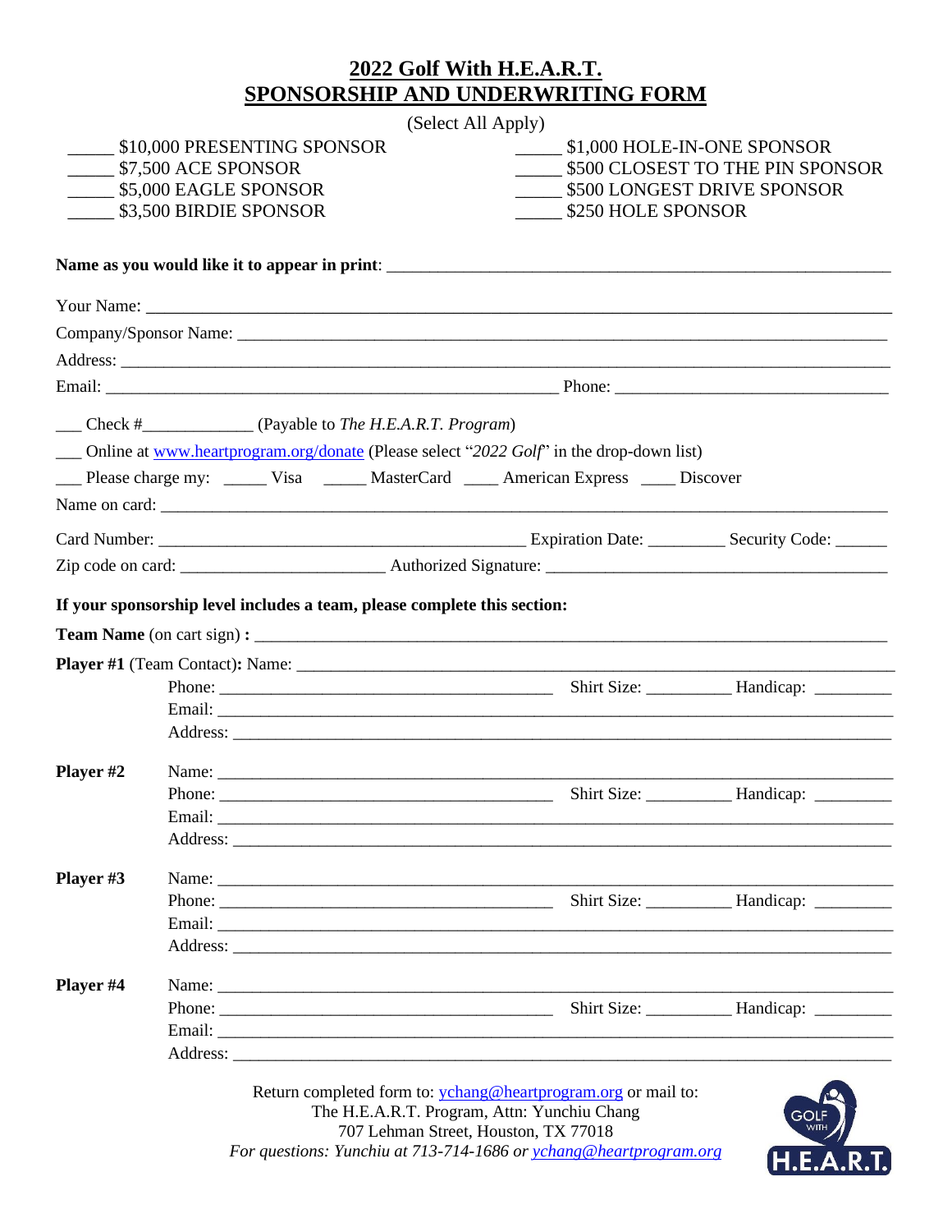# 2022 Golf With H.E.A.R.T.
# SPONSORSHIP AND UNDERWRITING FORM

(Select All Apply)

_____ $10,000 PRESENTING SPONSOR
_____ $7,500 ACE SPONSOR
_____ $5,000 EAGLE SPONSOR
_____ $3,500 BIRDIE SPONSOR
_____ $1,000 HOLE-IN-ONE SPONSOR
_____ $500 CLOSEST TO THE PIN SPONSOR
_____ $500 LONGEST DRIVE SPONSOR
_____ $250 HOLE SPONSOR

**Name as you would like it to appear in print**: ____________________________________________

Your Name: ____________________________________________

Company/Sponsor Name: ____________________________________________

Address: ____________________________________________

Email: ______________________________ Phone: ______________________________

___ Check #_____________ (Payable to *The H.E.A.R.T. Program*)

___ Online at www.heartprogram.org/donate (Please select "*2022 Golf*" in the drop-down list)

___ Please charge my: _____ Visa _____ MasterCard ____ American Express ____ Discover

Name on card: ____________________________________________

Card Number: ______________________________ Expiration Date: _________ Security Code: ______

Zip code on card: _______________________ Authorized Signature: ______________________________

**If your sponsorship level includes a team, please complete this section:**

**Team Name** (on cart sign) **:** ____________________________________________

**Player #1** (Team Contact)**:** Name: ____________________________________________
Phone: ______________________________ Shirt Size: __________ Handicap: _________
Email: ____________________________________________
Address: ____________________________________________

**Player #2** Name: ____________________________________________
Phone: ______________________________ Shirt Size: __________ Handicap: _________
Email: ____________________________________________
Address: ____________________________________________

**Player #3** Name: ____________________________________________
Phone: ______________________________ Shirt Size: __________ Handicap: _________
Email: ____________________________________________
Address: ____________________________________________

**Player #4** Name: ____________________________________________
Phone: ______________________________ Shirt Size: __________ Handicap: _________
Email: ____________________________________________
Address: ____________________________________________

Return completed form to: ychang@heartprogram.org or mail to:
The H.E.A.R.T. Program, Attn: Yunchiu Chang
707 Lehman Street, Houston, TX 77018
*For questions: Yunchiu at 713-714-1686 or ychang@heartprogram.org*

GOLF WITH H.E.A.R.T.